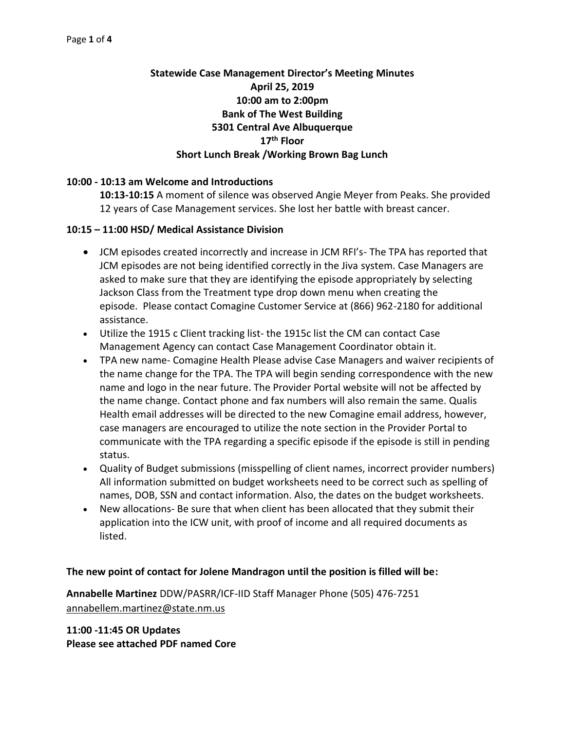# Statewide Case Management Director's Meeting Minutes

**April 25, 2019**
**10:00 am to 2:00pm**
**Bank of The West Building**
**5301 Central Ave Albuquerque**
**17th Floor**
**Short Lunch Break /Working Brown Bag Lunch**

### 10:00 - 10:13 am Welcome and Introductions

**10:13-10:15** A moment of silence was observed Angie Meyer from Peaks. She provided 12 years of Case Management services. She lost her battle with breast cancer.

### 10:15 – 11:00 HSD/ Medical Assistance Division

- JCM episodes created incorrectly and increase in JCM RFI's- The TPA has reported that JCM episodes are not being identified correctly in the Jiva system. Case Managers are asked to make sure that they are identifying the episode appropriately by selecting Jackson Class from the Treatment type drop down menu when creating the episode. Please contact Comagine Customer Service at (866) 962-2180 for additional assistance.
- Utilize the 1915 c Client tracking list- the 1915c list the CM can contact Case Management Agency can contact Case Management Coordinator obtain it.
- TPA new name- Comagine Health Please advise Case Managers and waiver recipients of the name change for the TPA. The TPA will begin sending correspondence with the new name and logo in the near future. The Provider Portal website will not be affected by the name change. Contact phone and fax numbers will also remain the same. Qualis Health email addresses will be directed to the new Comagine email address, however, case managers are encouraged to utilize the note section in the Provider Portal to communicate with the TPA regarding a specific episode if the episode is still in pending status.
- Quality of Budget submissions (misspelling of client names, incorrect provider numbers) All information submitted on budget worksheets need to be correct such as spelling of names, DOB, SSN and contact information. Also, the dates on the budget worksheets.
- New allocations- Be sure that when client has been allocated that they submit their application into the ICW unit, with proof of income and all required documents as listed.

**The new point of contact for Jolene Mandragon until the position is filled will be:**

**Annabelle Martinez** DDW/PASRR/ICF-IID Staff Manager Phone (505) 476-7251
annabellem.martinez@state.nm.us

**11:00 -11:45 OR Updates**
**Please see attached PDF named Core**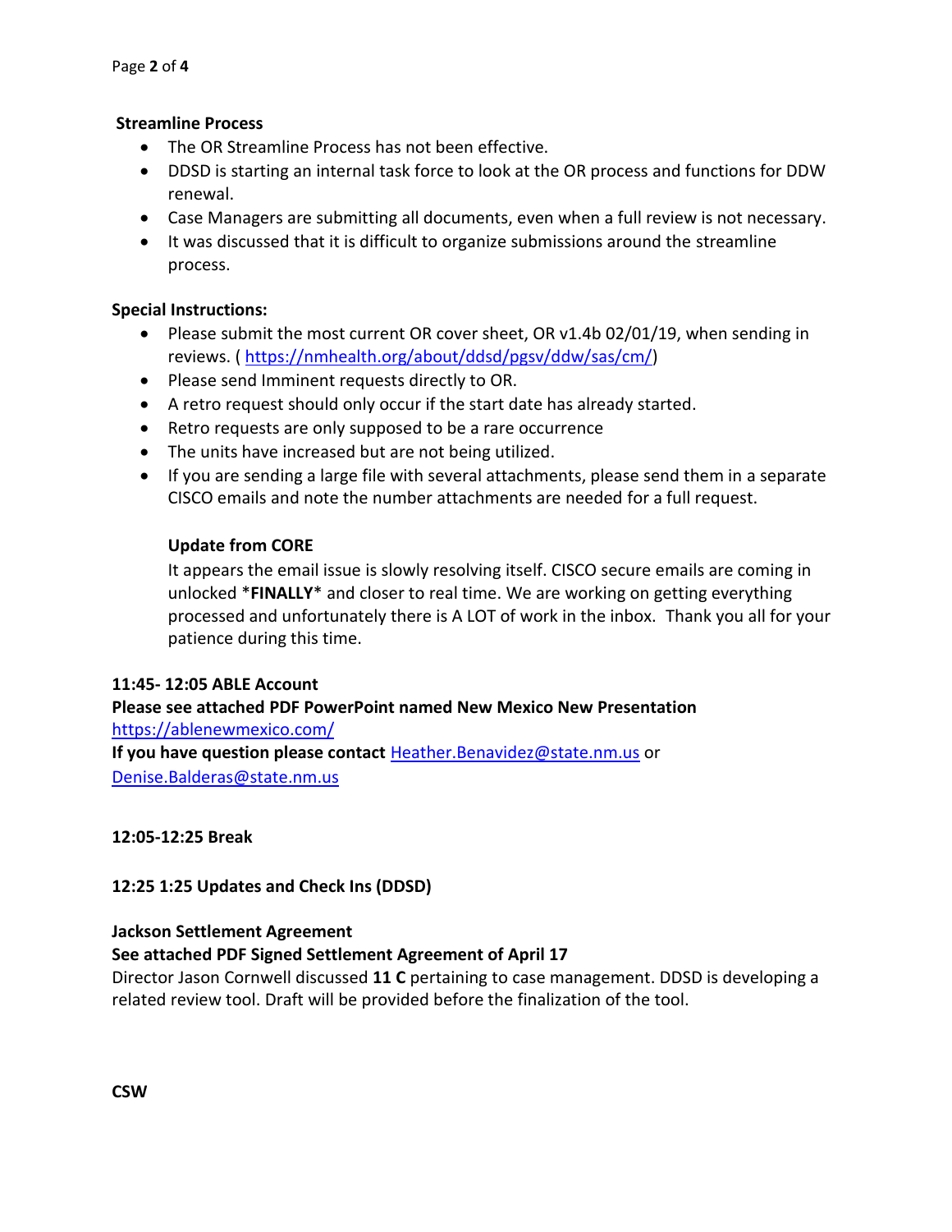**Streamline Process**

- The OR Streamline Process has not been effective.
- DDSD is starting an internal task force to look at the OR process and functions for DDW renewal.
- Case Managers are submitting all documents, even when a full review is not necessary.
- It was discussed that it is difficult to organize submissions around the streamline process.

**Special Instructions:**

- Please submit the most current OR cover sheet, OR v1.4b 02/01/19, when sending in reviews. ( https://nmhealth.org/about/ddsd/pgsv/ddw/sas/cm/)
- Please send Imminent requests directly to OR.
- A retro request should only occur if the start date has already started.
- Retro requests are only supposed to be a rare occurrence
- The units have increased but are not being utilized.
- If you are sending a large file with several attachments, please send them in a separate CISCO emails and note the number attachments are needed for a full request.

**Update from CORE**

It appears the email issue is slowly resolving itself. CISCO secure emails are coming in unlocked \***FINALLY**\* and closer to real time. We are working on getting everything processed and unfortunately there is A LOT of work in the inbox. Thank you all for your patience during this time.

**11:45- 12:05 ABLE Account**

**Please see attached PDF PowerPoint named New Mexico New Presentation**

https://ablenewmexico.com/

**If you have question please contact** Heather.Benavidez@state.nm.us or Denise.Balderas@state.nm.us

**12:05-12:25 Break**

**12:25 1:25 Updates and Check Ins (DDSD)**

**Jackson Settlement Agreement**

**See attached PDF Signed Settlement Agreement of April 17**

Director Jason Cornwell discussed **11 C** pertaining to case management. DDSD is developing a related review tool. Draft will be provided before the finalization of the tool.

**CSW**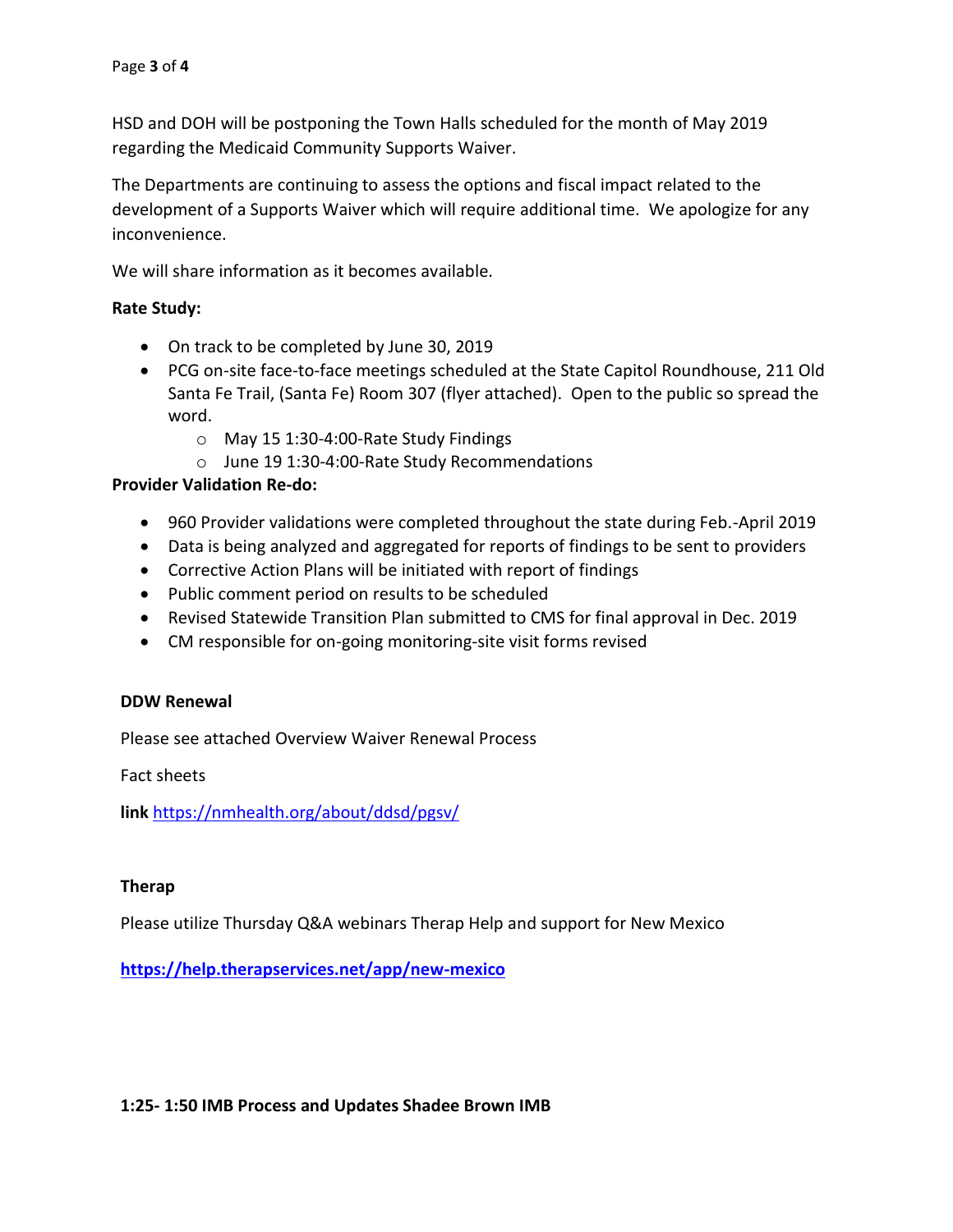HSD and DOH will be postponing the Town Halls scheduled for the month of May 2019 regarding the Medicaid Community Supports Waiver.

The Departments are continuing to assess the options and fiscal impact related to the development of a Supports Waiver which will require additional time. We apologize for any inconvenience.

We will share information as it becomes available.

**Rate Study:**

- On track to be completed by June 30, 2019
- PCG on-site face-to-face meetings scheduled at the State Capitol Roundhouse, 211 Old Santa Fe Trail, (Santa Fe) Room 307 (flyer attached). Open to the public so spread the word.
  - May 15 1:30-4:00-Rate Study Findings
  - June 19 1:30-4:00-Rate Study Recommendations

**Provider Validation Re-do:**

- 960 Provider validations were completed throughout the state during Feb.-April 2019
- Data is being analyzed and aggregated for reports of findings to be sent to providers
- Corrective Action Plans will be initiated with report of findings
- Public comment period on results to be scheduled
- Revised Statewide Transition Plan submitted to CMS for final approval in Dec. 2019
- CM responsible for on-going monitoring-site visit forms revised

**DDW Renewal**

Please see attached Overview Waiver Renewal Process

Fact sheets

**link** https://nmhealth.org/about/ddsd/pgsv/

**Therap**

Please utilize Thursday Q&A webinars Therap Help and support for New Mexico

**https://help.therapservices.net/app/new-mexico**

**1:25- 1:50 IMB Process and Updates Shadee Brown IMB**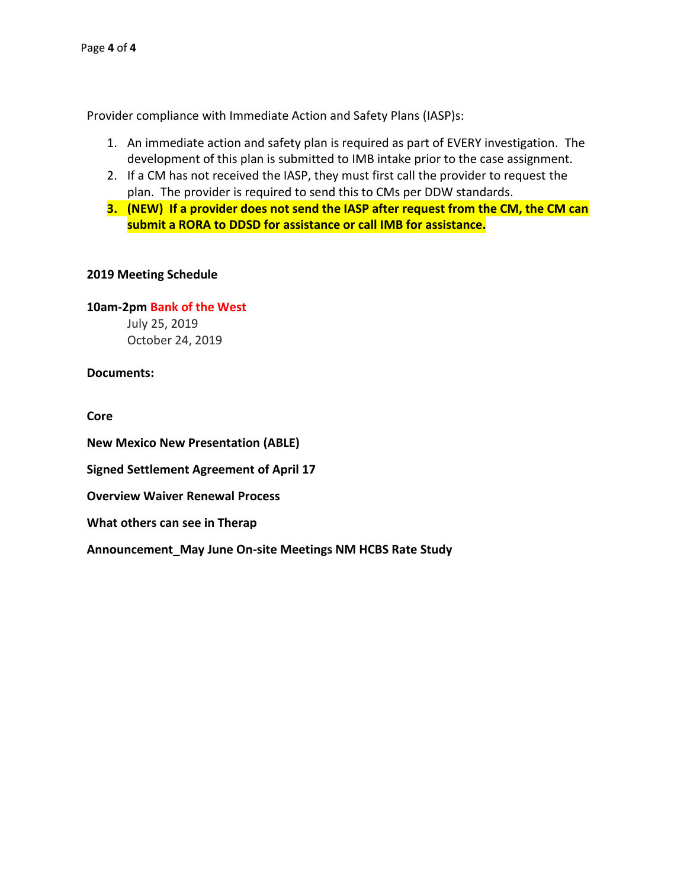Provider compliance with Immediate Action and Safety Plans (IASP)s:

1. An immediate action and safety plan is required as part of EVERY investigation. The development of this plan is submitted to IMB intake prior to the case assignment.
2. If a CM has not received the IASP, they must first call the provider to request the plan. The provider is required to send this to CMs per DDW standards.
3. **(NEW) If a provider does not send the IASP after request from the CM, the CM can submit a RORA to DDSD for assistance or call IMB for assistance.**

**2019 Meeting Schedule**

**10am-2pm Bank of the West**

July 25, 2019
October 24, 2019

**Documents:**

**Core**

**New Mexico New Presentation (ABLE)**

**Signed Settlement Agreement of April 17**

**Overview Waiver Renewal Process**

**What others can see in Therap**

**Announcement_May June On-site Meetings NM HCBS Rate Study**